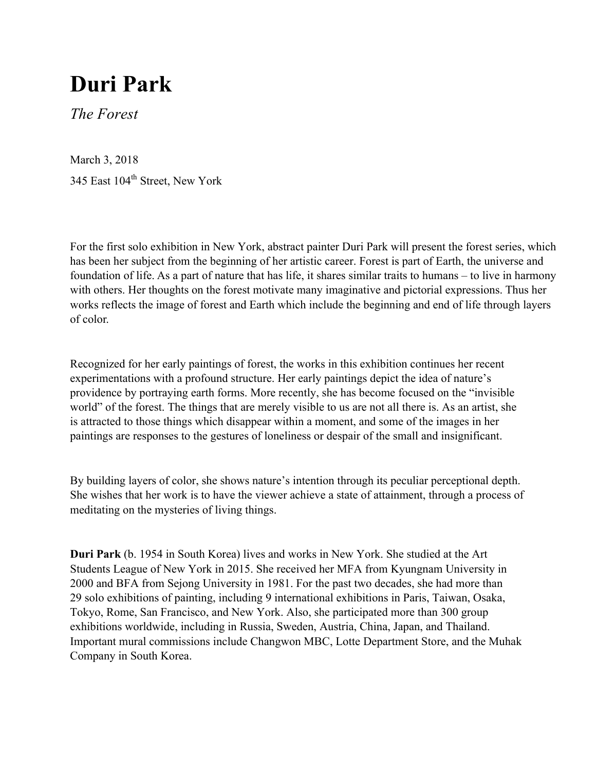# Duri Park

*The Forest*

March 3, 2018

345 East 104th Street, New York

For the first solo exhibition in New York, abstract painter Duri Park will present the forest series, which has been her subject from the beginning of her artistic career. Forest is part of Earth, the universe and foundation of life. As a part of nature that has life, it shares similar traits to humans – to live in harmony with others. Her thoughts on the forest motivate many imaginative and pictorial expressions. Thus her works reflects the image of forest and Earth which include the beginning and end of life through layers of color.

Recognized for her early paintings of forest, the works in this exhibition continues her recent experimentations with a profound structure. Her early paintings depict the idea of nature's providence by portraying earth forms. More recently, she has become focused on the "invisible world" of the forest. The things that are merely visible to us are not all there is. As an artist, she is attracted to those things which disappear within a moment, and some of the images in her paintings are responses to the gestures of loneliness or despair of the small and insignificant.

By building layers of color, she shows nature's intention through its peculiar perceptional depth. She wishes that her work is to have the viewer achieve a state of attainment, through a process of meditating on the mysteries of living things.

**Duri Park** (b. 1954 in South Korea) lives and works in New York. She studied at the Art Students League of New York in 2015. She received her MFA from Kyungnam University in 2000 and BFA from Sejong University in 1981. For the past two decades, she had more than 29 solo exhibitions of painting, including 9 international exhibitions in Paris, Taiwan, Osaka, Tokyo, Rome, San Francisco, and New York. Also, she participated more than 300 group exhibitions worldwide, including in Russia, Sweden, Austria, China, Japan, and Thailand. Important mural commissions include Changwon MBC, Lotte Department Store, and the Muhak Company in South Korea.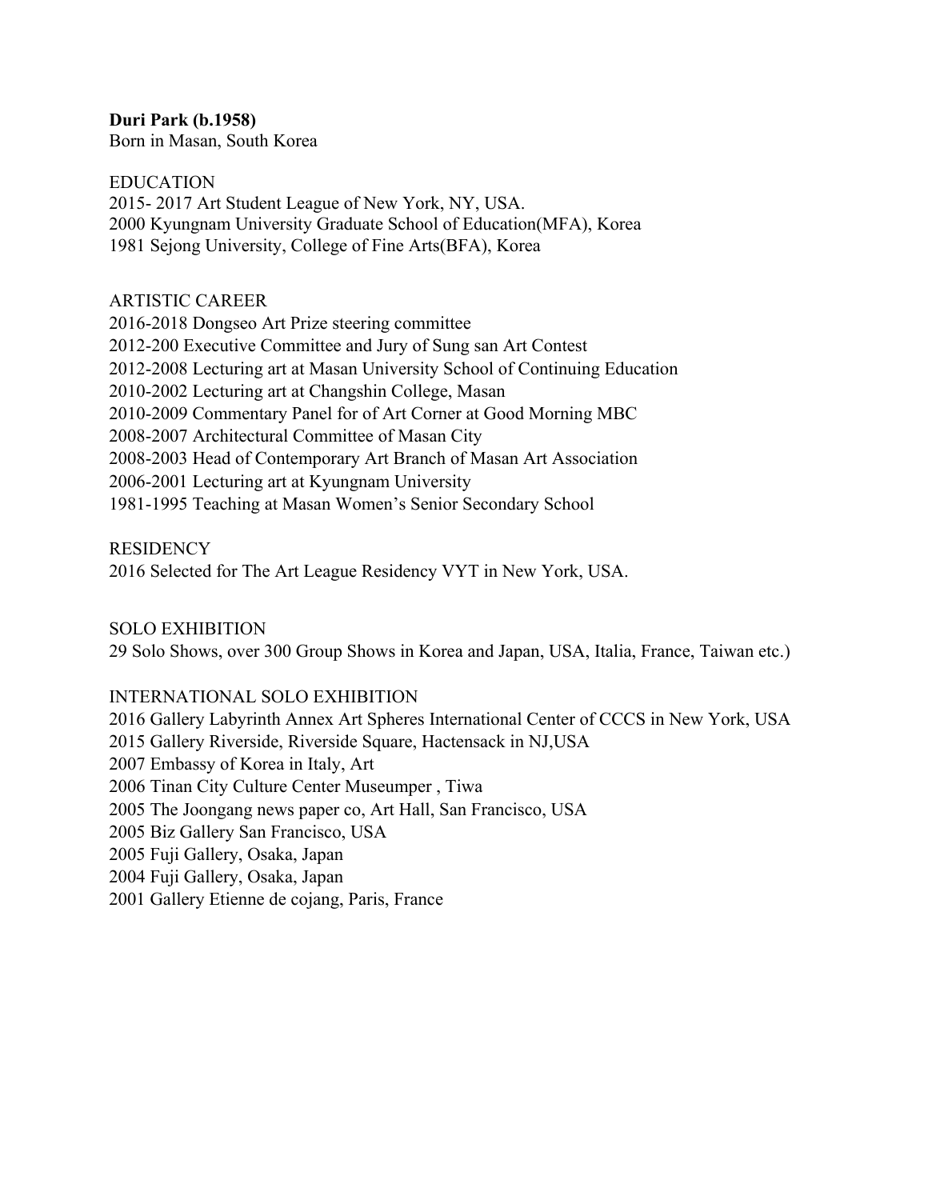**Duri Park (b.1958)**
Born in Masan, South Korea

EDUCATION
2015- 2017 Art Student League of New York, NY, USA.
2000 Kyungnam University Graduate School of Education(MFA), Korea
1981 Sejong University, College of Fine Arts(BFA), Korea

ARTISTIC CAREER
2016-2018 Dongseo Art Prize steering committee
2012-200 Executive Committee and Jury of Sung san Art Contest
2012-2008 Lecturing art at Masan University School of Continuing Education
2010-2002 Lecturing art at Changshin College, Masan
2010-2009 Commentary Panel for of Art Corner at Good Morning MBC
2008-2007 Architectural Committee of Masan City
2008-2003 Head of Contemporary Art Branch of Masan Art Association
2006-2001 Lecturing art at Kyungnam University
1981-1995 Teaching at Masan Women's Senior Secondary School

RESIDENCY
2016 Selected for The Art League Residency VYT in New York, USA.

SOLO EXHIBITION
29 Solo Shows, over 300 Group Shows in Korea and Japan, USA, Italia, France, Taiwan etc.)

INTERNATIONAL SOLO EXHIBITION
2016 Gallery Labyrinth Annex Art Spheres International Center of CCCS in New York, USA
2015 Gallery Riverside, Riverside Square, Hactensack in NJ,USA
2007 Embassy of Korea in Italy, Art
2006 Tinan City Culture Center Museumper , Tiwa
2005 The Joongang news paper co, Art Hall, San Francisco, USA
2005 Biz Gallery San Francisco, USA
2005 Fuji Gallery, Osaka, Japan
2004 Fuji Gallery, Osaka, Japan
2001 Gallery Etienne de cojang, Paris, France